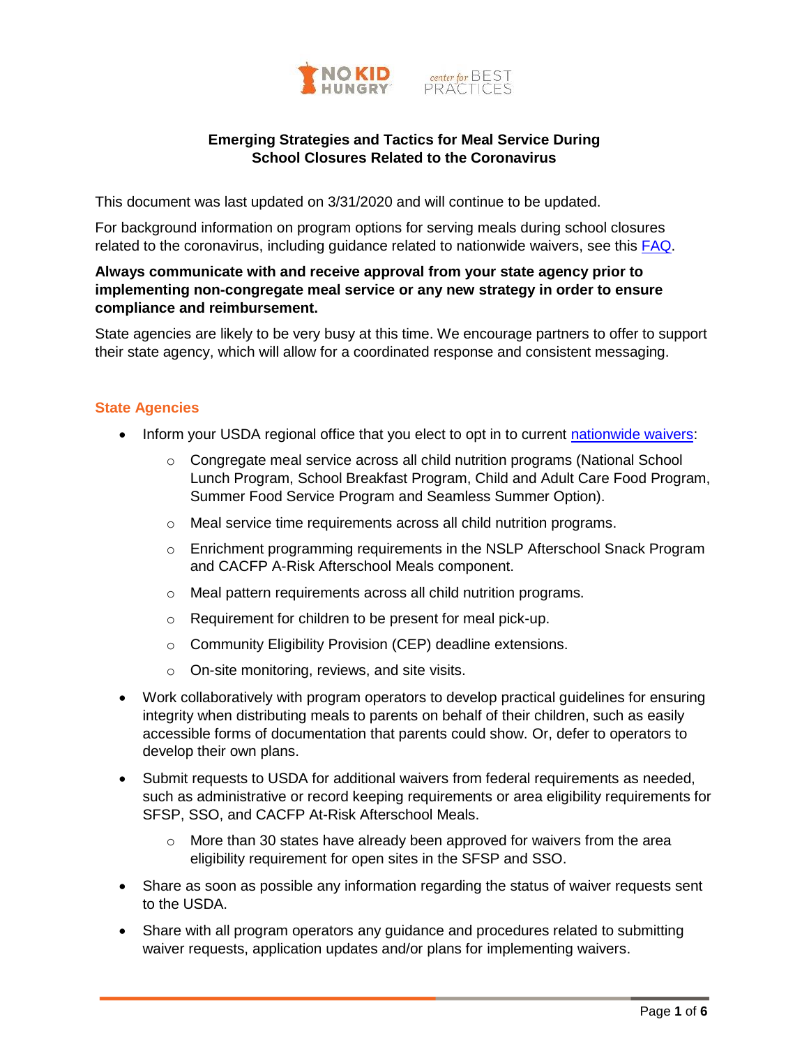# Emerging Strategies and Tactics for Meal Service During School Closures Related to the Coronavirus

This document was last updated on 3/31/2020 and will continue to be updated.

For background information on program options for serving meals during school closures related to the coronavirus, including guidance related to nationwide waivers, see this FAQ.

**Always communicate with and receive approval from your state agency prior to implementing non-congregate meal service or any new strategy in order to ensure compliance and reimbursement.**

State agencies are likely to be very busy at this time. We encourage partners to offer to support their state agency, which will allow for a coordinated response and consistent messaging.

## State Agencies

- Inform your USDA regional office that you elect to opt in to current nationwide waivers:
  - Congregate meal service across all child nutrition programs (National School Lunch Program, School Breakfast Program, Child and Adult Care Food Program, Summer Food Service Program and Seamless Summer Option).
  - Meal service time requirements across all child nutrition programs.
  - Enrichment programming requirements in the NSLP Afterschool Snack Program and CACFP A-Risk Afterschool Meals component.
  - Meal pattern requirements across all child nutrition programs.
  - Requirement for children to be present for meal pick-up.
  - Community Eligibility Provision (CEP) deadline extensions.
  - On-site monitoring, reviews, and site visits.
- Work collaboratively with program operators to develop practical guidelines for ensuring integrity when distributing meals to parents on behalf of their children, such as easily accessible forms of documentation that parents could show. Or, defer to operators to develop their own plans.
- Submit requests to USDA for additional waivers from federal requirements as needed, such as administrative or record keeping requirements or area eligibility requirements for SFSP, SSO, and CACFP At-Risk Afterschool Meals.
  - More than 30 states have already been approved for waivers from the area eligibility requirement for open sites in the SFSP and SSO.
- Share as soon as possible any information regarding the status of waiver requests sent to the USDA.
- Share with all program operators any guidance and procedures related to submitting waiver requests, application updates and/or plans for implementing waivers.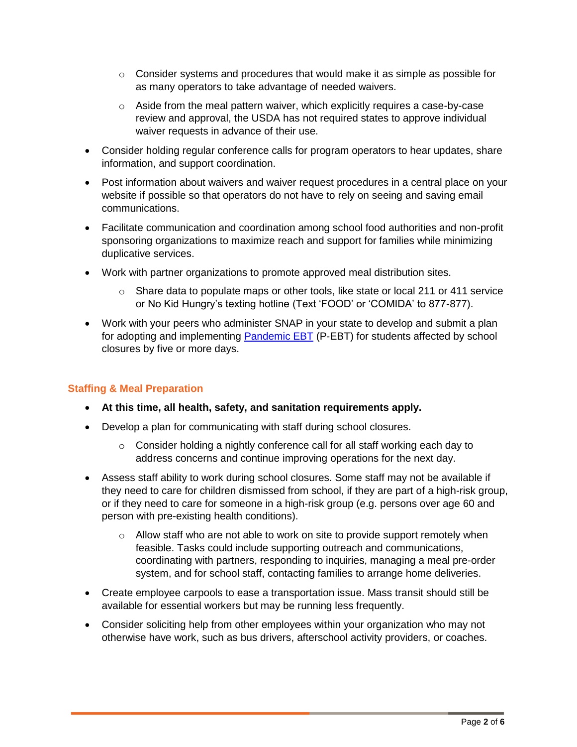- Consider systems and procedures that would make it as simple as possible for as many operators to take advantage of needed waivers.
  - Aside from the meal pattern waiver, which explicitly requires a case-by-case review and approval, the USDA has not required states to approve individual waiver requests in advance of their use.
- Consider holding regular conference calls for program operators to hear updates, share information, and support coordination.
- Post information about waivers and waiver request procedures in a central place on your website if possible so that operators do not have to rely on seeing and saving email communications.
- Facilitate communication and coordination among school food authorities and non-profit sponsoring organizations to maximize reach and support for families while minimizing duplicative services.
- Work with partner organizations to promote approved meal distribution sites.
  - Share data to populate maps or other tools, like state or local 211 or 411 service or No Kid Hungry's texting hotline (Text 'FOOD' or 'COMIDA' to 877-877).
- Work with your peers who administer SNAP in your state to develop and submit a plan for adopting and implementing Pandemic EBT (P-EBT) for students affected by school closures by five or more days.

## Staffing & Meal Preparation

- **At this time, all health, safety, and sanitation requirements apply.**
- Develop a plan for communicating with staff during school closures.
  - Consider holding a nightly conference call for all staff working each day to address concerns and continue improving operations for the next day.
- Assess staff ability to work during school closures. Some staff may not be available if they need to care for children dismissed from school, if they are part of a high-risk group, or if they need to care for someone in a high-risk group (e.g. persons over age 60 and person with pre-existing health conditions).
  - Allow staff who are not able to work on site to provide support remotely when feasible. Tasks could include supporting outreach and communications, coordinating with partners, responding to inquiries, managing a meal pre-order system, and for school staff, contacting families to arrange home deliveries.
- Create employee carpools to ease a transportation issue. Mass transit should still be available for essential workers but may be running less frequently.
- Consider soliciting help from other employees within your organization who may not otherwise have work, such as bus drivers, afterschool activity providers, or coaches.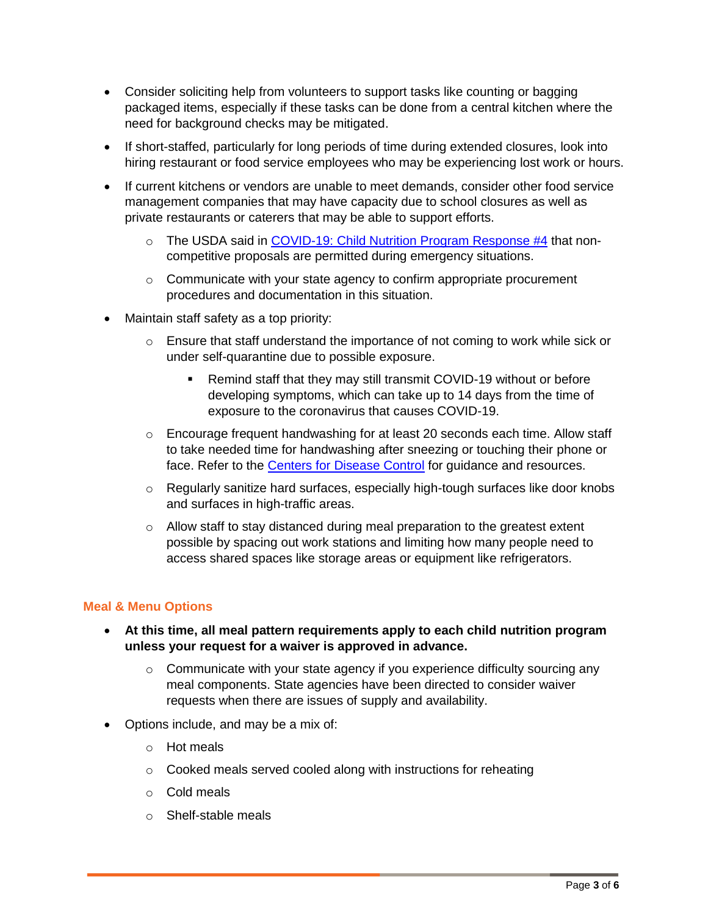- Consider soliciting help from volunteers to support tasks like counting or bagging packaged items, especially if these tasks can be done from a central kitchen where the need for background checks may be mitigated.
- If short-staffed, particularly for long periods of time during extended closures, look into hiring restaurant or food service employees who may be experiencing lost work or hours.
- If current kitchens or vendors are unable to meet demands, consider other food service management companies that may have capacity due to school closures as well as private restaurants or caterers that may be able to support efforts.
  - The USDA said in [COVID-19: Child Nutrition Program Response #4]() that non-competitive proposals are permitted during emergency situations.
  - Communicate with your state agency to confirm appropriate procurement procedures and documentation in this situation.
- Maintain staff safety as a top priority:
  - Ensure that staff understand the importance of not coming to work while sick or under self-quarantine due to possible exposure.
    - Remind staff that they may still transmit COVID-19 without or before developing symptoms, which can take up to 14 days from the time of exposure to the coronavirus that causes COVID-19.
  - Encourage frequent handwashing for at least 20 seconds each time. Allow staff to take needed time for handwashing after sneezing or touching their phone or face. Refer to the [Centers for Disease Control]() for guidance and resources.
  - Regularly sanitize hard surfaces, especially high-tough surfaces like door knobs and surfaces in high-traffic areas.
  - Allow staff to stay distanced during meal preparation to the greatest extent possible by spacing out work stations and limiting how many people need to access shared spaces like storage areas or equipment like refrigerators.

## Meal & Menu Options

- **At this time, all meal pattern requirements apply to each child nutrition program unless your request for a waiver is approved in advance.**
  - Communicate with your state agency if you experience difficulty sourcing any meal components. State agencies have been directed to consider waiver requests when there are issues of supply and availability.
- Options include, and may be a mix of:
  - Hot meals
  - Cooked meals served cooled along with instructions for reheating
  - Cold meals
  - Shelf-stable meals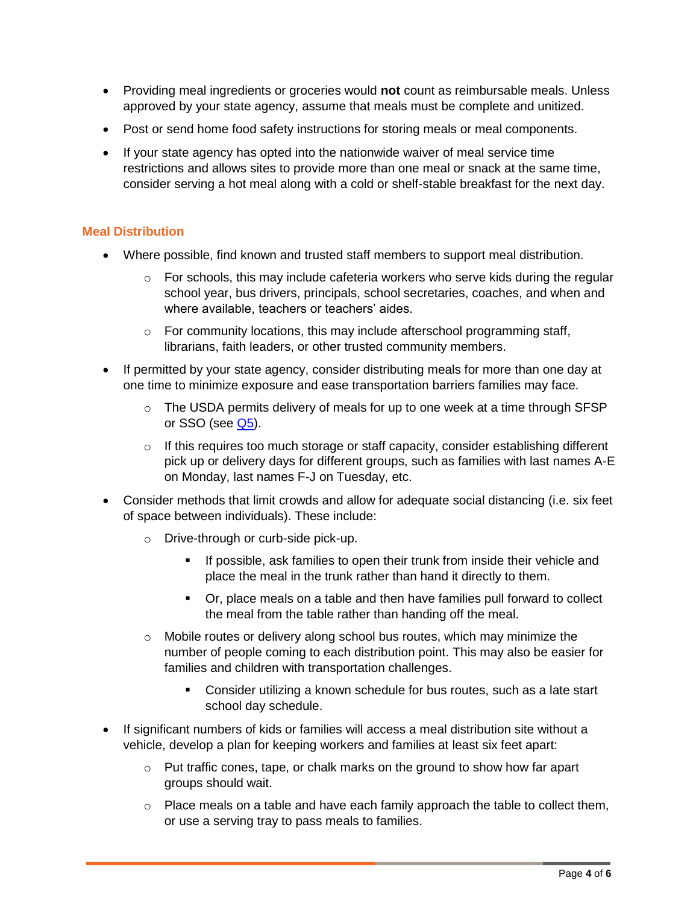- Providing meal ingredients or groceries would **not** count as reimbursable meals. Unless approved by your state agency, assume that meals must be complete and unitized.
- Post or send home food safety instructions for storing meals or meal components.
- If your state agency has opted into the nationwide waiver of meal service time restrictions and allows sites to provide more than one meal or snack at the same time, consider serving a hot meal along with a cold or shelf-stable breakfast for the next day.

### Meal Distribution

- Where possible, find known and trusted staff members to support meal distribution.
    - For schools, this may include cafeteria workers who serve kids during the regular school year, bus drivers, principals, school secretaries, coaches, and when and where available, teachers or teachers' aides.
    - For community locations, this may include afterschool programming staff, librarians, faith leaders, or other trusted community members.
- If permitted by your state agency, consider distributing meals for more than one day at one time to minimize exposure and ease transportation barriers families may face.
    - The USDA permits delivery of meals for up to one week at a time through SFSP or SSO (see Q5).
    - If this requires too much storage or staff capacity, consider establishing different pick up or delivery days for different groups, such as families with last names A-E on Monday, last names F-J on Tuesday, etc.
- Consider methods that limit crowds and allow for adequate social distancing (i.e. six feet of space between individuals). These include:
    - Drive-through or curb-side pick-up.
        - If possible, ask families to open their trunk from inside their vehicle and place the meal in the trunk rather than hand it directly to them.
        - Or, place meals on a table and then have families pull forward to collect the meal from the table rather than handing off the meal.
    - Mobile routes or delivery along school bus routes, which may minimize the number of people coming to each distribution point. This may also be easier for families and children with transportation challenges.
        - Consider utilizing a known schedule for bus routes, such as a late start school day schedule.
- If significant numbers of kids or families will access a meal distribution site without a vehicle, develop a plan for keeping workers and families at least six feet apart:
    - Put traffic cones, tape, or chalk marks on the ground to show how far apart groups should wait.
    - Place meals on a table and have each family approach the table to collect them, or use a serving tray to pass meals to families.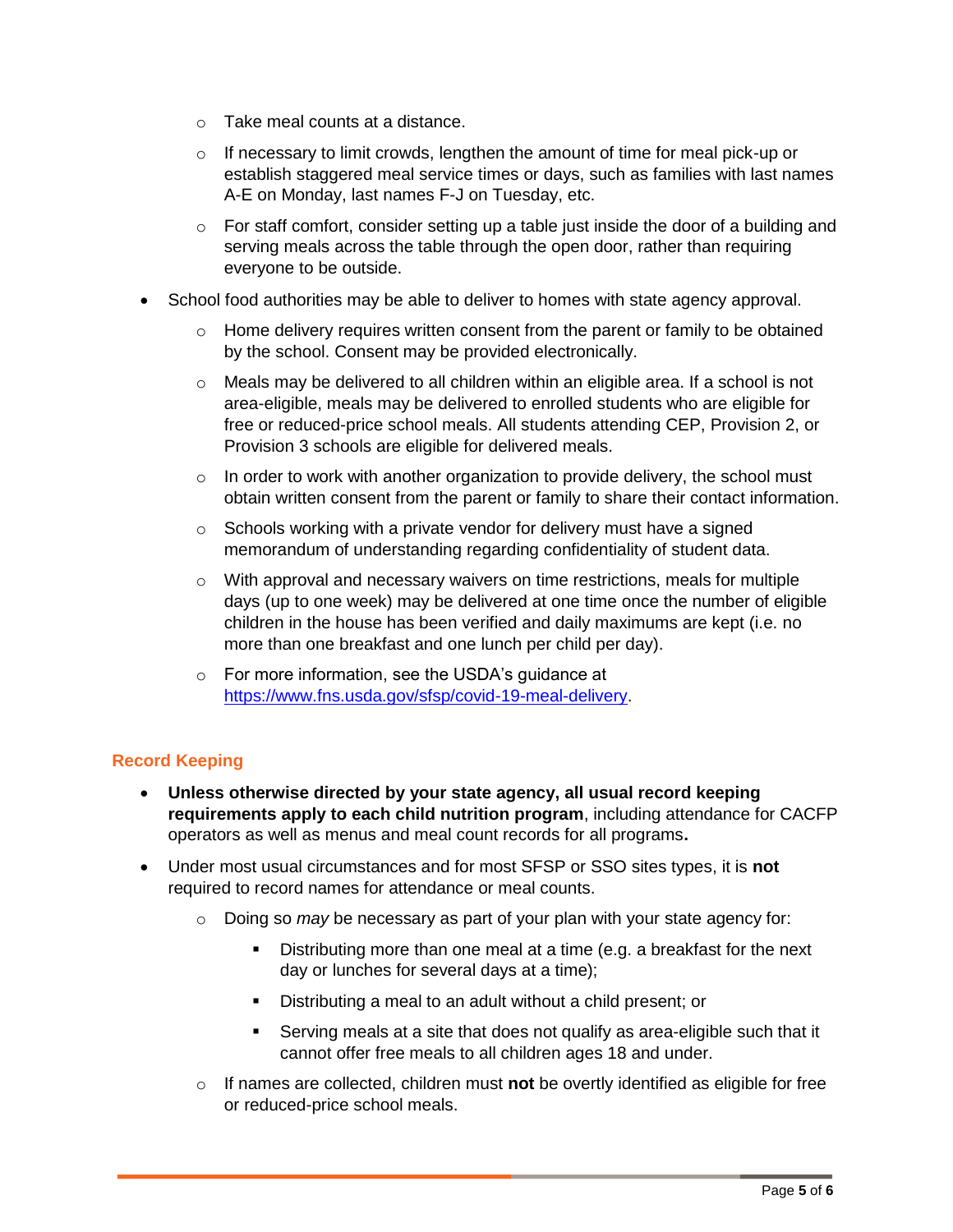- Take meal counts at a distance.
    - If necessary to limit crowds, lengthen the amount of time for meal pick-up or establish staggered meal service times or days, such as families with last names A-E on Monday, last names F-J on Tuesday, etc.
    - For staff comfort, consider setting up a table just inside the door of a building and serving meals across the table through the open door, rather than requiring everyone to be outside.
- School food authorities may be able to deliver to homes with state agency approval.
    - Home delivery requires written consent from the parent or family to be obtained by the school. Consent may be provided electronically.
    - Meals may be delivered to all children within an eligible area. If a school is not area-eligible, meals may be delivered to enrolled students who are eligible for free or reduced-price school meals. All students attending CEP, Provision 2, or Provision 3 schools are eligible for delivered meals.
    - In order to work with another organization to provide delivery, the school must obtain written consent from the parent or family to share their contact information.
    - Schools working with a private vendor for delivery must have a signed memorandum of understanding regarding confidentiality of student data.
    - With approval and necessary waivers on time restrictions, meals for multiple days (up to one week) may be delivered at one time once the number of eligible children in the house has been verified and daily maximums are kept (i.e. no more than one breakfast and one lunch per child per day).
    - For more information, see the USDA's guidance at [https://www.fns.usda.gov/sfsp/covid-19-meal-delivery](https://www.fns.usda.gov/sfsp/covid-19-meal-delivery).

## Record Keeping

- **Unless otherwise directed by your state agency, all usual record keeping requirements apply to each child nutrition program**, including attendance for CACFP operators as well as menus and meal count records for all programs**.**
- Under most usual circumstances and for most SFSP or SSO sites types, it is **not** required to record names for attendance or meal counts.
    - Doing so *may* be necessary as part of your plan with your state agency for:
        - Distributing more than one meal at a time (e.g. a breakfast for the next day or lunches for several days at a time);
        - Distributing a meal to an adult without a child present; or
        - Serving meals at a site that does not qualify as area-eligible such that it cannot offer free meals to all children ages 18 and under.
    - If names are collected, children must **not** be overtly identified as eligible for free or reduced-price school meals.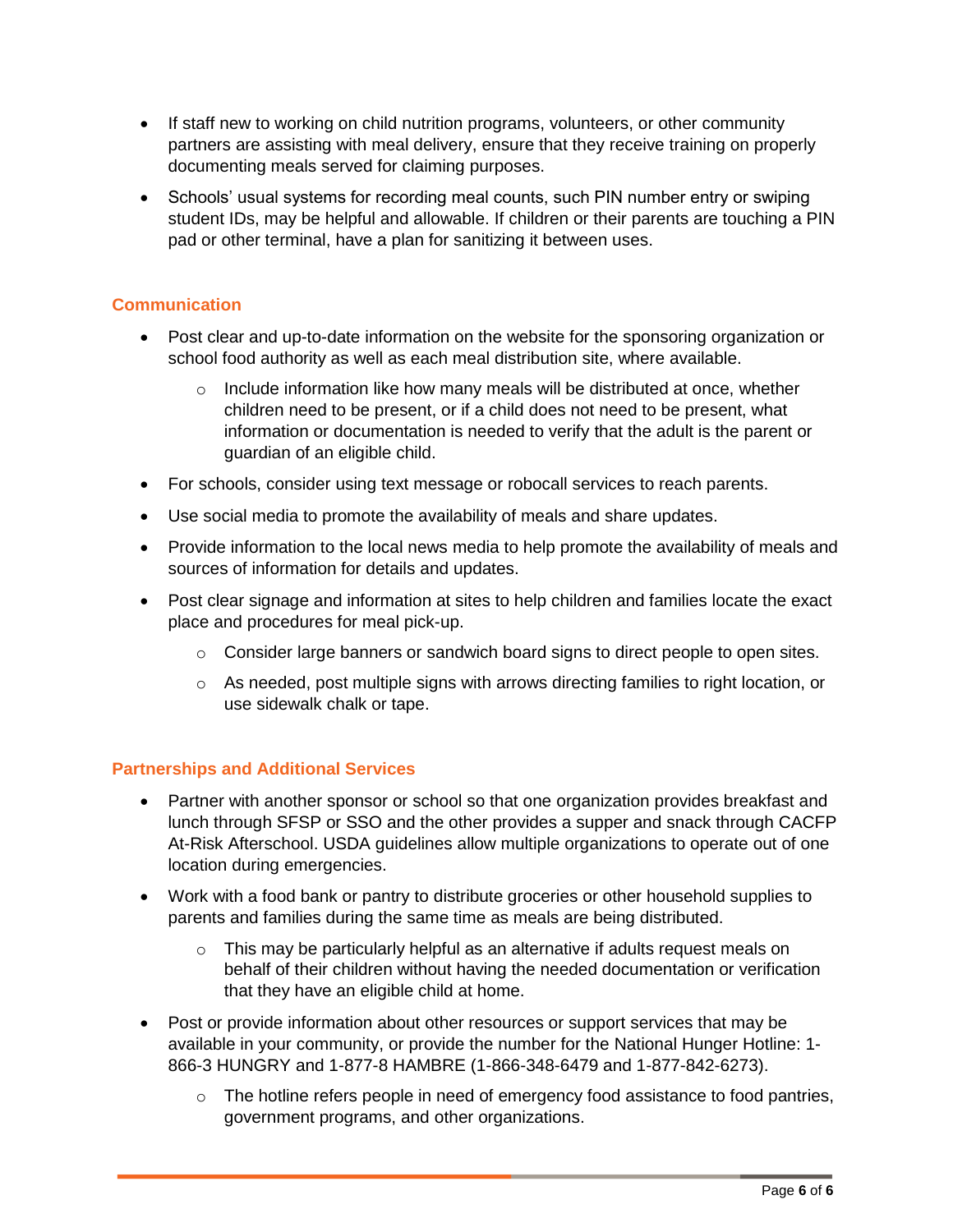- If staff new to working on child nutrition programs, volunteers, or other community partners are assisting with meal delivery, ensure that they receive training on properly documenting meals served for claiming purposes.
- Schools' usual systems for recording meal counts, such PIN number entry or swiping student IDs, may be helpful and allowable. If children or their parents are touching a PIN pad or other terminal, have a plan for sanitizing it between uses.

### Communication

- Post clear and up-to-date information on the website for the sponsoring organization or school food authority as well as each meal distribution site, where available.
    - Include information like how many meals will be distributed at once, whether children need to be present, or if a child does not need to be present, what information or documentation is needed to verify that the adult is the parent or guardian of an eligible child.
- For schools, consider using text message or robocall services to reach parents.
- Use social media to promote the availability of meals and share updates.
- Provide information to the local news media to help promote the availability of meals and sources of information for details and updates.
- Post clear signage and information at sites to help children and families locate the exact place and procedures for meal pick-up.
    - Consider large banners or sandwich board signs to direct people to open sites.
    - As needed, post multiple signs with arrows directing families to right location, or use sidewalk chalk or tape.

### Partnerships and Additional Services

- Partner with another sponsor or school so that one organization provides breakfast and lunch through SFSP or SSO and the other provides a supper and snack through CACFP At-Risk Afterschool. USDA guidelines allow multiple organizations to operate out of one location during emergencies.
- Work with a food bank or pantry to distribute groceries or other household supplies to parents and families during the same time as meals are being distributed.
    - This may be particularly helpful as an alternative if adults request meals on behalf of their children without having the needed documentation or verification that they have an eligible child at home.
- Post or provide information about other resources or support services that may be available in your community, or provide the number for the National Hunger Hotline: 1-866-3 HUNGRY and 1-877-8 HAMBRE (1-866-348-6479 and 1-877-842-6273).
    - The hotline refers people in need of emergency food assistance to food pantries, government programs, and other organizations.